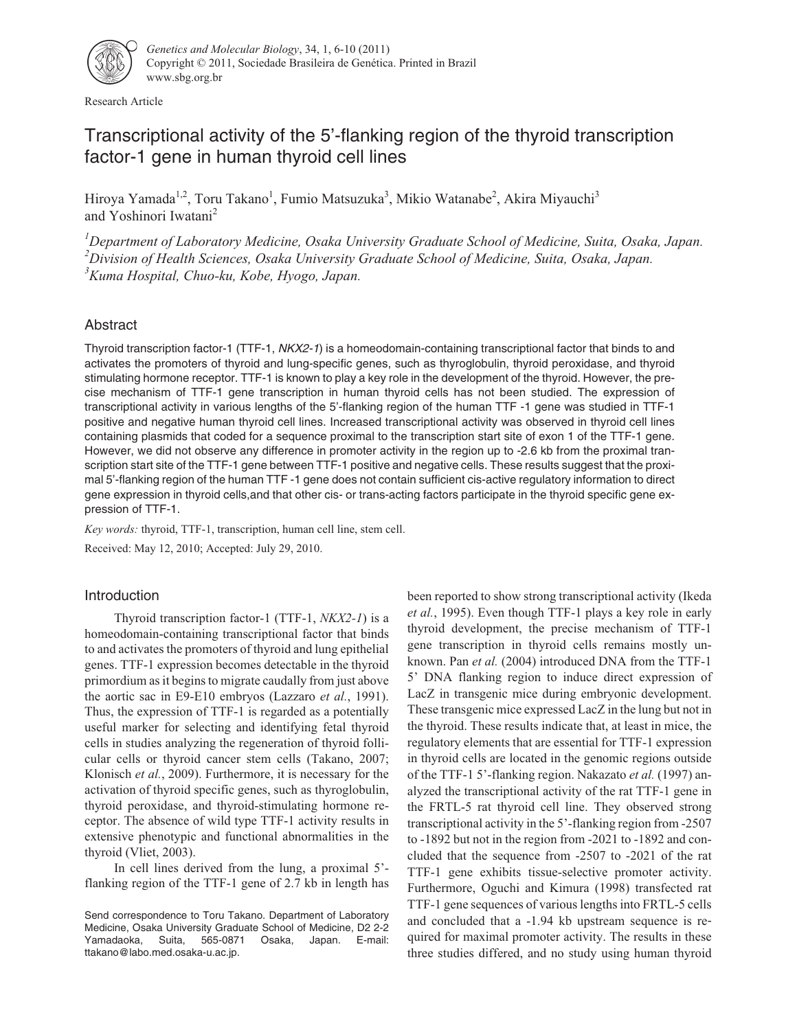Research Article

# Transcriptional activity of the 5'-flanking region of the thyroid transcription factor-1 gene in human thyroid cell lines

Hiroya Yamada[1,2], Toru Takano[1], Fumio Matsuzuka[3], Mikio Watanabe[2], Akira Miyauchi[3] and Yoshinori Iwatani[2]

[1]*Department of Laboratory Medicine, Osaka University Graduate School of Medicine, Suita, Osaka, Japan.*
[2]*Division of Health Sciences, Osaka University Graduate School of Medicine, Suita, Osaka, Japan.*
[3]*Kuma Hospital, Chuo-ku, Kobe, Hyogo, Japan.*

## Abstract

Thyroid transcription factor-1 (TTF-1, *NKX2-1*) is a homeodomain-containing transcriptional factor that binds to and activates the promoters of thyroid and lung-specific genes, such as thyroglobulin, thyroid peroxidase, and thyroid stimulating hormone receptor. TTF-1 is known to play a key role in the development of the thyroid. However, the precise mechanism of TTF-1 gene transcription in human thyroid cells has not been studied. The expression of transcriptional activity in various lengths of the 5'-flanking region of the human TTF -1 gene was studied in TTF-1 positive and negative human thyroid cell lines. Increased transcriptional activity was observed in thyroid cell lines containing plasmids that coded for a sequence proximal to the transcription start site of exon 1 of the TTF-1 gene. However, we did not observe any difference in promoter activity in the region up to -2.6 kb from the proximal transcription start site of the TTF-1 gene between TTF-1 positive and negative cells. These results suggest that the proximal 5'-flanking region of the human TTF -1 gene does not contain sufficient cis-active regulatory information to direct gene expression in thyroid cells,and that other cis- or trans-acting factors participate in the thyroid specific gene expression of TTF-1.

*Key words:* thyroid, TTF-1, transcription, human cell line, stem cell.

Received: May 12, 2010; Accepted: July 29, 2010.

## Introduction

Thyroid transcription factor-1 (TTF-1, *NKX2-1*) is a homeodomain-containing transcriptional factor that binds to and activates the promoters of thyroid and lung epithelial genes. TTF-1 expression becomes detectable in the thyroid primordium as it begins to migrate caudally from just above the aortic sac in E9-E10 embryos (Lazzaro *et al.*, 1991). Thus, the expression of TTF-1 is regarded as a potentially useful marker for selecting and identifying fetal thyroid cells in studies analyzing the regeneration of thyroid follicular cells or thyroid cancer stem cells (Takano, 2007; Klonisch *et al.*, 2009). Furthermore, it is necessary for the activation of thyroid specific genes, such as thyroglobulin, thyroid peroxidase, and thyroid-stimulating hormone receptor. The absence of wild type TTF-1 activity results in extensive phenotypic and functional abnormalities in the thyroid (Vliet, 2003).

In cell lines derived from the lung, a proximal 5'-flanking region of the TTF-1 gene of 2.7 kb in length has been reported to show strong transcriptional activity (Ikeda *et al.*, 1995). Even though TTF-1 plays a key role in early thyroid development, the precise mechanism of TTF-1 gene transcription in thyroid cells remains mostly unknown. Pan *et al.* (2004) introduced DNA from the TTF-1 5' DNA flanking region to induce direct expression of LacZ in transgenic mice during embryonic development. These transgenic mice expressed LacZ in the lung but not in the thyroid. These results indicate that, at least in mice, the regulatory elements that are essential for TTF-1 expression in thyroid cells are located in the genomic regions outside of the TTF-1 5'-flanking region. Nakazato *et al.* (1997) analyzed the transcriptional activity of the rat TTF-1 gene in the FRTL-5 rat thyroid cell line. They observed strong transcriptional activity in the 5'-flanking region from -2507 to -1892 but not in the region from -2021 to -1892 and concluded that the sequence from -2507 to -2021 of the rat TTF-1 gene exhibits tissue-selective promoter activity. Furthermore, Oguchi and Kimura (1998) transfected rat TTF-1 gene sequences of various lengths into FRTL-5 cells and concluded that a -1.94 kb upstream sequence is required for maximal promoter activity. The results in these three studies differed, and no study using human thyroid

Send correspondence to Toru Takano. Department of Laboratory Medicine, Osaka University Graduate School of Medicine, D2 2-2 Yamadaoka, Suita, 565-0871 Osaka, Japan. E-mail: ttakano@labo.med.osaka-u.ac.jp.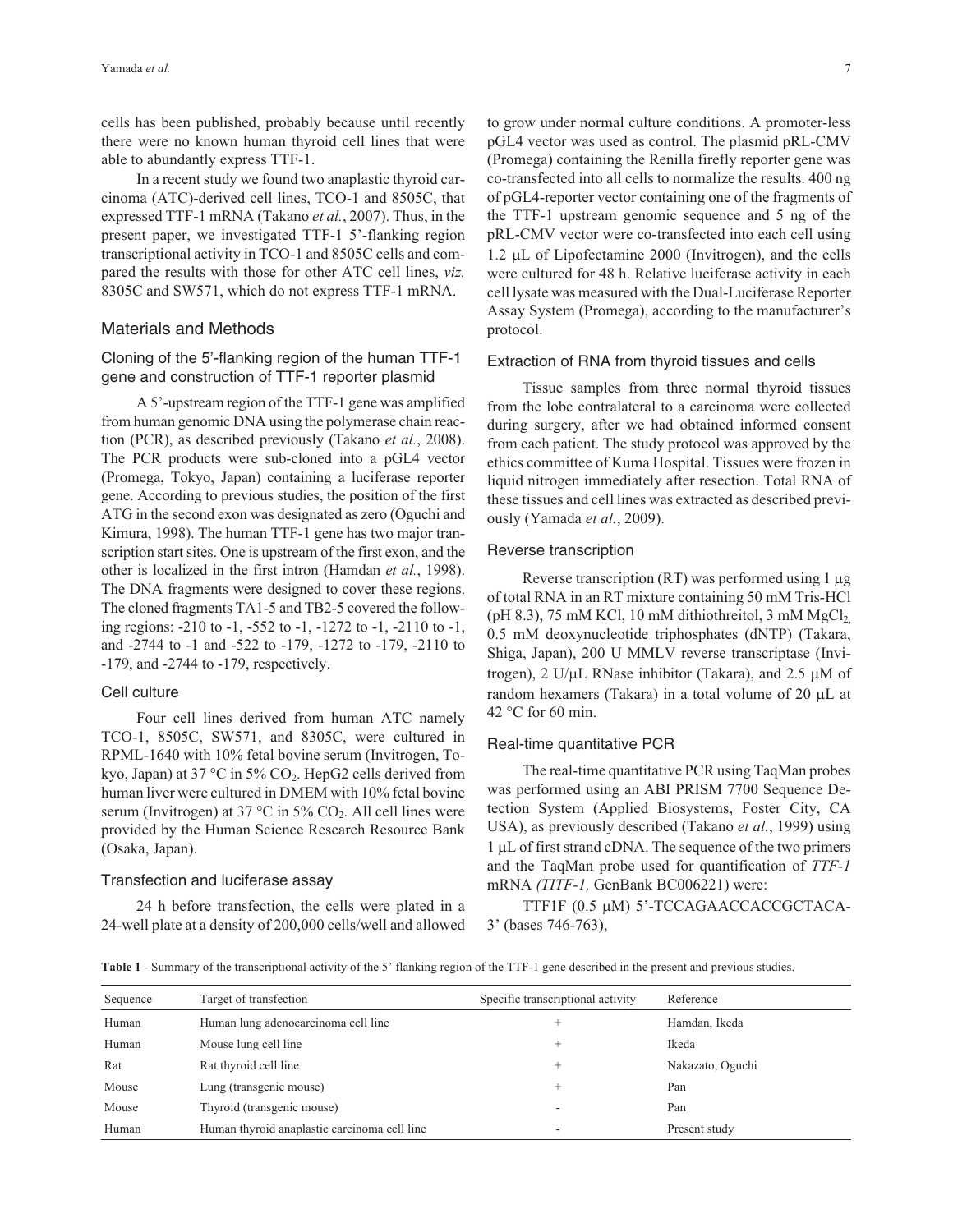cells has been published, probably because until recently there were no known human thyroid cell lines that were able to abundantly express TTF-1.

In a recent study we found two anaplastic thyroid carcinoma (ATC)-derived cell lines, TCO-1 and 8505C, that expressed TTF-1 mRNA (Takano *et al.*, 2007). Thus, in the present paper, we investigated TTF-1 5'-flanking region transcriptional activity in TCO-1 and 8505C cells and compared the results with those for other ATC cell lines, *viz.* 8305C and SW571, which do not express TTF-1 mRNA.

## Materials and Methods

### Cloning of the 5'-flanking region of the human TTF-1 gene and construction of TTF-1 reporter plasmid

A 5'-upstream region of the TTF-1 gene was amplified from human genomic DNA using the polymerase chain reaction (PCR), as described previously (Takano *et al.*, 2008). The PCR products were sub-cloned into a pGL4 vector (Promega, Tokyo, Japan) containing a luciferase reporter gene. According to previous studies, the position of the first ATG in the second exon was designated as zero (Oguchi and Kimura, 1998). The human TTF-1 gene has two major transcription start sites. One is upstream of the first exon, and the other is localized in the first intron (Hamdan *et al.*, 1998). The DNA fragments were designed to cover these regions. The cloned fragments TA1-5 and TB2-5 covered the following regions: -210 to -1, -552 to -1, -1272 to -1, -2110 to -1, and -2744 to -1 and -522 to -179, -1272 to -179, -2110 to -179, and -2744 to -179, respectively.

### Cell culture

Four cell lines derived from human ATC namely TCO-1, 8505C, SW571, and 8305C, were cultured in RPML-1640 with 10% fetal bovine serum (Invitrogen, Tokyo, Japan) at 37 °C in 5% $CO_2$. HepG2 cells derived from human liver were cultured in DMEM with 10% fetal bovine serum (Invitrogen) at 37 °C in 5% $CO_2$. All cell lines were provided by the Human Science Research Resource Bank (Osaka, Japan).

### Transfection and luciferase assay

24 h before transfection, the cells were plated in a 24-well plate at a density of 200,000 cells/well and allowed to grow under normal culture conditions. A promoter-less pGL4 vector was used as control. The plasmid pRL-CMV (Promega) containing the Renilla firefly reporter gene was co-transfected into all cells to normalize the results. 400 ng of pGL4-reporter vector containing one of the fragments of the TTF-1 upstream genomic sequence and 5 ng of the pRL-CMV vector were co-transfected into each cell using 1.2 μL of Lipofectamine 2000 (Invitrogen), and the cells were cultured for 48 h. Relative luciferase activity in each cell lysate was measured with the Dual-Luciferase Reporter Assay System (Promega), according to the manufacturer's protocol.

### Extraction of RNA from thyroid tissues and cells

Tissue samples from three normal thyroid tissues from the lobe contralateral to a carcinoma were collected during surgery, after we had obtained informed consent from each patient. The study protocol was approved by the ethics committee of Kuma Hospital. Tissues were frozen in liquid nitrogen immediately after resection. Total RNA of these tissues and cell lines was extracted as described previously (Yamada *et al.*, 2009).

### Reverse transcription

Reverse transcription (RT) was performed using 1 μg of total RNA in an RT mixture containing 50 mM Tris-HCl (pH 8.3), 75 mM KCl, 10 mM dithiothreitol, 3 mM $MgCl_2$, 0.5 mM deoxynucleotide triphosphates (dNTP) (Takara, Shiga, Japan), 200 U MMLV reverse transcriptase (Invitrogen), 2 U/μL RNase inhibitor (Takara), and 2.5 μM of random hexamers (Takara) in a total volume of 20 μL at 42 °C for 60 min.

### Real-time quantitative PCR

The real-time quantitative PCR using TaqMan probes was performed using an ABI PRISM 7700 Sequence Detection System (Applied Biosystems, Foster City, CA USA), as previously described (Takano *et al.*, 1999) using 1 μL of first strand cDNA. The sequence of the two primers and the TaqMan probe used for quantification of *TTF-1* mRNA *(TITF-1,* GenBank BC006221) were:

TTF1F (0.5 μM) 5'-TCCAGAACCACCGCTACA-3' (bases 746-763),

**Table 1** - Summary of the transcriptional activity of the 5' flanking region of the TTF-1 gene described in the present and previous studies.

| Sequence | Target of transfection | Specific transcriptional activity | Reference |
|---|---|---|---|
| Human | Human lung adenocarcinoma cell line | + | Hamdan, Ikeda |
| Human | Mouse lung cell line | + | Ikeda |
| Rat | Rat thyroid cell line | + | Nakazato, Oguchi |
| Mouse | Lung (transgenic mouse) | + | Pan |
| Mouse | Thyroid (transgenic mouse) | - | Pan |
| Human | Human thyroid anaplastic carcinoma cell line | - | Present study |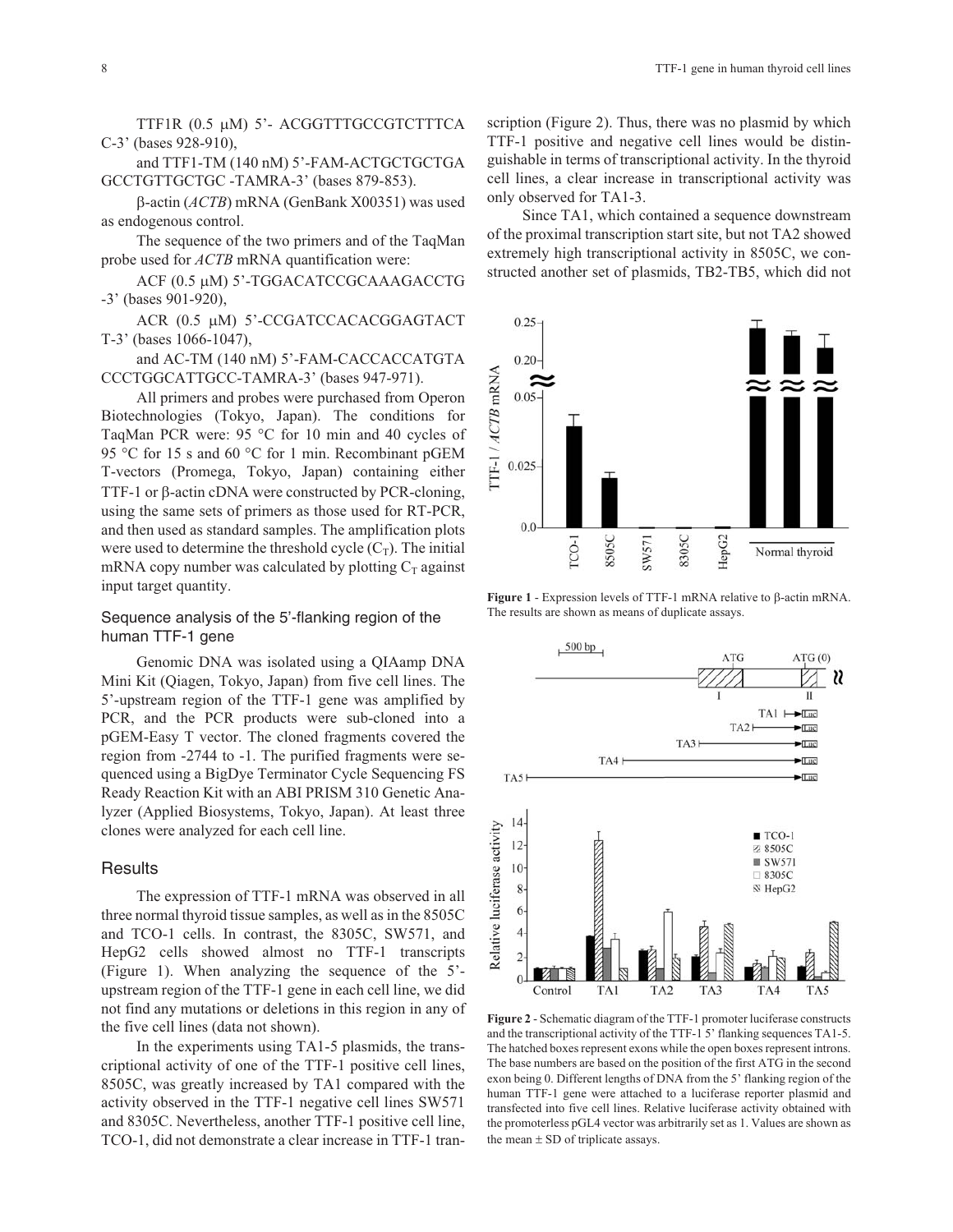TTF1R (0.5 μM) 5'- ACGGTTTGCCGTCTTTCA C-3' (bases 928-910),

and TTF1-TM (140 nM) 5'-FAM-ACTGCTGCTGA GCCTGTTGCTGC -TAMRA-3' (bases 879-853).

β-actin (*ACTB*) mRNA (GenBank X00351) was used as endogenous control.

The sequence of the two primers and of the TaqMan probe used for *ACTB* mRNA quantification were:

ACF (0.5 μM) 5'-TGGACATCCGCAAAGACCTG -3' (bases 901-920),

ACR (0.5 μM) 5'-CCGATCCACACGGAGTACT T-3' (bases 1066-1047),

and AC-TM (140 nM) 5'-FAM-CACCACCATGTA CCCTGGCATTGCC-TAMRA-3' (bases 947-971).

All primers and probes were purchased from Operon Biotechnologies (Tokyo, Japan). The conditions for TaqMan PCR were: 95 °C for 10 min and 40 cycles of 95 °C for 15 s and 60 °C for 1 min. Recombinant pGEM T-vectors (Promega, Tokyo, Japan) containing either TTF-1 or β-actin cDNA were constructed by PCR-cloning, using the same sets of primers as those used for RT-PCR, and then used as standard samples. The amplification plots were used to determine the threshold cycle ($C_T$). The initial mRNA copy number was calculated by plotting $C_T$ against input target quantity.

### Sequence analysis of the 5'-flanking region of the human TTF-1 gene

Genomic DNA was isolated using a QIAamp DNA Mini Kit (Qiagen, Tokyo, Japan) from five cell lines. The 5'-upstream region of the TTF-1 gene was amplified by PCR, and the PCR products were sub-cloned into a pGEM-Easy T vector. The cloned fragments covered the region from -2744 to -1. The purified fragments were sequenced using a BigDye Terminator Cycle Sequencing FS Ready Reaction Kit with an ABI PRISM 310 Genetic Analyzer (Applied Biosystems, Tokyo, Japan). At least three clones were analyzed for each cell line.

## Results

The expression of TTF-1 mRNA was observed in all three normal thyroid tissue samples, as well as in the 8505C and TCO-1 cells. In contrast, the 8305C, SW571, and HepG2 cells showed almost no TTF-1 transcripts (Figure 1). When analyzing the sequence of the 5'-upstream region of the TTF-1 gene in each cell line, we did not find any mutations or deletions in this region in any of the five cell lines (data not shown).

In the experiments using TA1-5 plasmids, the transcriptional activity of one of the TTF-1 positive cell lines, 8505C, was greatly increased by TA1 compared with the activity observed in the TTF-1 negative cell lines SW571 and 8305C. Nevertheless, another TTF-1 positive cell line, TCO-1, did not demonstrate a clear increase in TTF-1 transcription (Figure 2). Thus, there was no plasmid by which TTF-1 positive and negative cell lines would be distinguishable in terms of transcriptional activity. In the thyroid cell lines, a clear increase in transcriptional activity was only observed for TA1-3.

Since TA1, which contained a sequence downstream of the proximal transcription start site, but not TA2 showed extremely high transcriptional activity in 8505C, we constructed another set of plasmids, TB2-TB5, which did not

**Figure 1** - Expression levels of TTF-1 mRNA relative to β-actin mRNA. The results are shown as means of duplicate assays.

**Figure 2** - Schematic diagram of the TTF-1 promoter luciferase constructs and the transcriptional activity of the TTF-1 5' flanking sequences TA1-5. The hatched boxes represent exons while the open boxes represent introns. The base numbers are based on the position of the first ATG in the second exon being 0. Different lengths of DNA from the 5' flanking region of the human TTF-1 gene were attached to a luciferase reporter plasmid and transfected into five cell lines. Relative luciferase activity obtained with the promoterless pGL4 vector was arbitrarily set as 1. Values are shown as the mean ± SD of triplicate assays.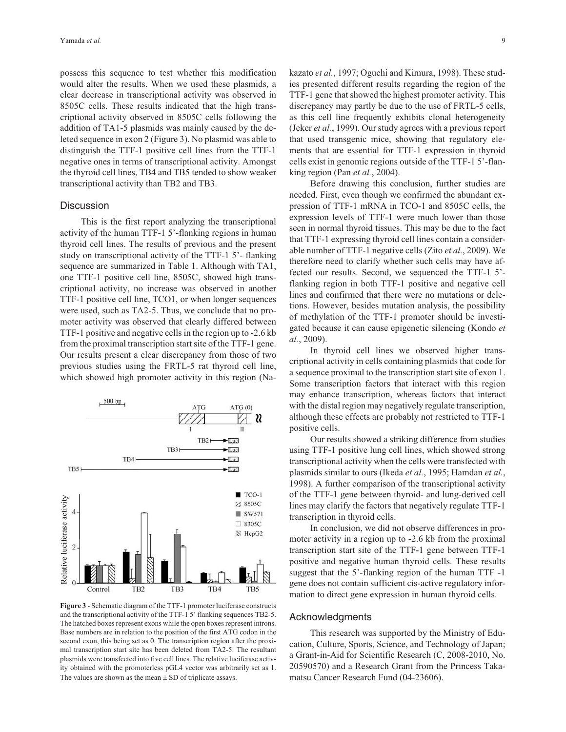possess this sequence to test whether this modification would alter the results. When we used these plasmids, a clear decrease in transcriptional activity was observed in 8505C cells. These results indicated that the high transcriptional activity observed in 8505C cells following the addition of TA1-5 plasmids was mainly caused by the deleted sequence in exon 2 (Figure 3). No plasmid was able to distinguish the TTF-1 positive cell lines from the TTF-1 negative ones in terms of transcriptional activity. Amongst the thyroid cell lines, TB4 and TB5 tended to show weaker transcriptional activity than TB2 and TB3.

## Discussion

This is the first report analyzing the transcriptional activity of the human TTF-1 5'-flanking regions in human thyroid cell lines. The results of previous and the present study on transcriptional activity of the TTF-1 5'- flanking sequence are summarized in Table 1. Although with TA1, one TTF-1 positive cell line, 8505C, showed high transcriptional activity, no increase was observed in another TTF-1 positive cell line, TCO1, or when longer sequences were used, such as TA2-5. Thus, we conclude that no promoter activity was observed that clearly differed between TTF-1 positive and negative cells in the region up to -2.6 kb from the proximal transcription start site of the TTF-1 gene. Our results present a clear discrepancy from those of two previous studies using the FRTL-5 rat thyroid cell line, which showed high promoter activity in this region (Nakazato *et al.*, 1997; Oguchi and Kimura, 1998). These studies presented different results regarding the region of the TTF-1 gene that showed the highest promoter activity. This discrepancy may partly be due to the use of FRTL-5 cells, as this cell line frequently exhibits clonal heterogeneity (Jeker *et al.*, 1999). Our study agrees with a previous report that used transgenic mice, showing that regulatory elements that are essential for TTF-1 expression in thyroid cells exist in genomic regions outside of the TTF-1 5'-flanking region (Pan *et al.*, 2004).

**Figure 3** - Schematic diagram of the TTF-1 promoter luciferase constructs and the transcriptional activity of the TTF-1 5' flanking sequences TB2-5. The hatched boxes represent exons while the open boxes represent introns. Base numbers are in relation to the position of the first ATG codon in the second exon, this being set as 0. The transcription region after the proximal transcription start site has been deleted from TA2-5. The resultant plasmids were transfected into five cell lines. The relative luciferase activity obtained with the promoterless pGL4 vector was arbitrarily set as 1. The values are shown as the mean ± SD of triplicate assays.

Before drawing this conclusion, further studies are needed. First, even though we confirmed the abundant expression of TTF-1 mRNA in TCO-1 and 8505C cells, the expression levels of TTF-1 were much lower than those seen in normal thyroid tissues. This may be due to the fact that TTF-1 expressing thyroid cell lines contain a considerable number of TTF-1 negative cells (Zito *et al.*, 2009). We therefore need to clarify whether such cells may have affected our results. Second, we sequenced the TTF-1 5'-flanking region in both TTF-1 positive and negative cell lines and confirmed that there were no mutations or deletions. However, besides mutation analysis, the possibility of methylation of the TTF-1 promoter should be investigated because it can cause epigenetic silencing (Kondo *et al.*, 2009).

In thyroid cell lines we observed higher transcriptional activity in cells containing plasmids that code for a sequence proximal to the transcription start site of exon 1. Some transcription factors that interact with this region may enhance transcription, whereas factors that interact with the distal region may negatively regulate transcription, although these effects are probably not restricted to TTF-1 positive cells.

Our results showed a striking difference from studies using TTF-1 positive lung cell lines, which showed strong transcriptional activity when the cells were transfected with plasmids similar to ours (Ikeda *et al.*, 1995; Hamdan *et al.*, 1998). A further comparison of the transcriptional activity of the TTF-1 gene between thyroid- and lung-derived cell lines may clarify the factors that negatively regulate TTF-1 transcription in thyroid cells.

In conclusion, we did not observe differences in promoter activity in a region up to -2.6 kb from the proximal transcription start site of the TTF-1 gene between TTF-1 positive and negative human thyroid cells. These results suggest that the 5'-flanking region of the human TTF -1 gene does not contain sufficient cis-active regulatory information to direct gene expression in human thyroid cells.

## Acknowledgments

This research was supported by the Ministry of Education, Culture, Sports, Science, and Technology of Japan; a Grant-in-Aid for Scientific Research (C, 2008-2010, No. 20590570) and a Research Grant from the Princess Takamatsu Cancer Research Fund (04-23606).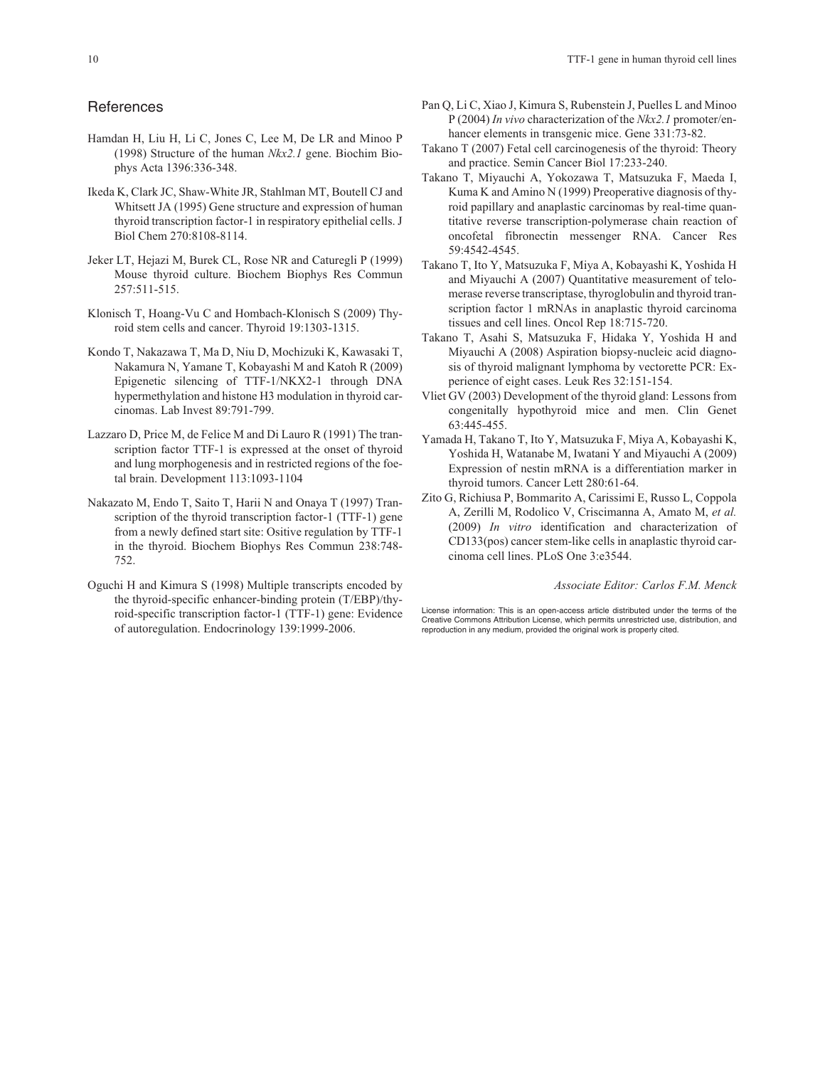## References

Hamdan H, Liu H, Li C, Jones C, Lee M, De LR and Minoo P (1998) Structure of the human *Nkx2.1* gene. Biochim Biophys Acta 1396:336-348.

Ikeda K, Clark JC, Shaw-White JR, Stahlman MT, Boutell CJ and Whitsett JA (1995) Gene structure and expression of human thyroid transcription factor-1 in respiratory epithelial cells. J Biol Chem 270:8108-8114.

Jeker LT, Hejazi M, Burek CL, Rose NR and Caturegli P (1999) Mouse thyroid culture. Biochem Biophys Res Commun 257:511-515.

Klonisch T, Hoang-Vu C and Hombach-Klonisch S (2009) Thyroid stem cells and cancer. Thyroid 19:1303-1315.

Kondo T, Nakazawa T, Ma D, Niu D, Mochizuki K, Kawasaki T, Nakamura N, Yamane T, Kobayashi M and Katoh R (2009) Epigenetic silencing of TTF-1/NKX2-1 through DNA hypermethylation and histone H3 modulation in thyroid carcinomas. Lab Invest 89:791-799.

Lazzaro D, Price M, de Felice M and Di Lauro R (1991) The transcription factor TTF-1 is expressed at the onset of thyroid and lung morphogenesis and in restricted regions of the foetal brain. Development 113:1093-1104

Nakazato M, Endo T, Saito T, Harii N and Onaya T (1997) Transcription of the thyroid transcription factor-1 (TTF-1) gene from a newly defined start site: Ositive regulation by TTF-1 in the thyroid. Biochem Biophys Res Commun 238:748-752.

Oguchi H and Kimura S (1998) Multiple transcripts encoded by the thyroid-specific enhancer-binding protein (T/EBP)/thyroid-specific transcription factor-1 (TTF-1) gene: Evidence of autoregulation. Endocrinology 139:1999-2006.

Pan Q, Li C, Xiao J, Kimura S, Rubenstein J, Puelles L and Minoo P (2004) *In vivo* characterization of the *Nkx2.1* promoter/enhancer elements in transgenic mice. Gene 331:73-82.

Takano T (2007) Fetal cell carcinogenesis of the thyroid: Theory and practice. Semin Cancer Biol 17:233-240.

Takano T, Miyauchi A, Yokozawa T, Matsuzuka F, Maeda I, Kuma K and Amino N (1999) Preoperative diagnosis of thyroid papillary and anaplastic carcinomas by real-time quantitative reverse transcription-polymerase chain reaction of oncofetal fibronectin messenger RNA. Cancer Res 59:4542-4545.

Takano T, Ito Y, Matsuzuka F, Miya A, Kobayashi K, Yoshida H and Miyauchi A (2007) Quantitative measurement of telomerase reverse transcriptase, thyroglobulin and thyroid transcription factor 1 mRNAs in anaplastic thyroid carcinoma tissues and cell lines. Oncol Rep 18:715-720.

Takano T, Asahi S, Matsuzuka F, Hidaka Y, Yoshida H and Miyauchi A (2008) Aspiration biopsy-nucleic acid diagnosis of thyroid malignant lymphoma by vectorette PCR: Experience of eight cases. Leuk Res 32:151-154.

Vliet GV (2003) Development of the thyroid gland: Lessons from congenitally hypothyroid mice and men. Clin Genet 63:445-455.

Yamada H, Takano T, Ito Y, Matsuzuka F, Miya A, Kobayashi K, Yoshida H, Watanabe M, Iwatani Y and Miyauchi A (2009) Expression of nestin mRNA is a differentiation marker in thyroid tumors. Cancer Lett 280:61-64.

Zito G, Richiusa P, Bommarito A, Carissimi E, Russo L, Coppola A, Zerilli M, Rodolico V, Criscimanna A, Amato M, *et al.* (2009) *In vitro* identification and characterization of CD133(pos) cancer stem-like cells in anaplastic thyroid carcinoma cell lines. PLoS One 3:e3544.

*Associate Editor: Carlos F.M. Menck*

License information: This is an open-access article distributed under the terms of the Creative Commons Attribution License, which permits unrestricted use, distribution, and reproduction in any medium, provided the original work is properly cited.